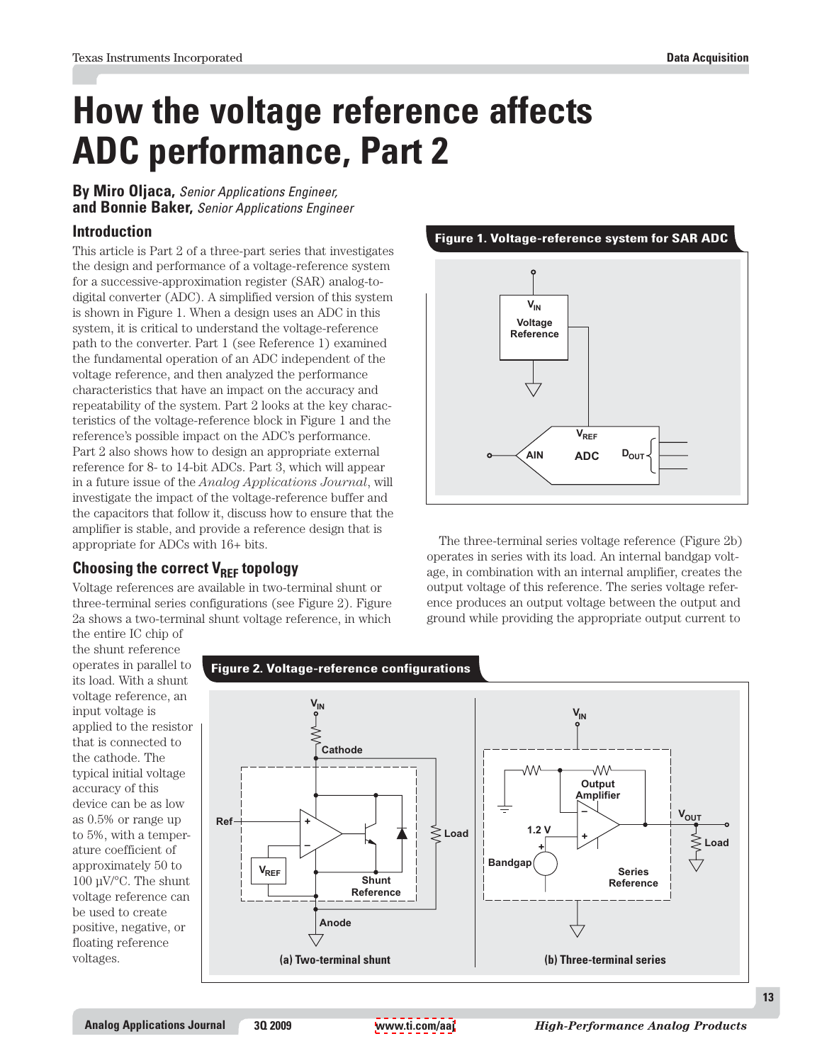# How the voltage reference affects ADC performance, Part 2

**By Miro Oljaca,** *Senior Applications Engineer,*
**and Bonnie Baker,** *Senior Applications Engineer*

## Introduction

This article is Part 2 of a three-part series that investigates the design and performance of a voltage-reference system for a successive-approximation register (SAR) analog-to-digital converter (ADC). A simplified version of this system is shown in Figure 1. When a design uses an ADC in this system, it is critical to understand the voltage-reference path to the converter. Part 1 (see Reference 1) examined the fundamental operation of an ADC independent of the voltage reference, and then analyzed the performance characteristics that have an impact on the accuracy and repeatability of the system. Part 2 looks at the key characteristics of the voltage-reference block in Figure 1 and the reference's possible impact on the ADC's performance. Part 2 also shows how to design an appropriate external reference for 8- to 14-bit ADCs. Part 3, which will appear in a future issue of the *Analog Applications Journal*, will investigate the impact of the voltage-reference buffer and the capacitors that follow it, discuss how to ensure that the amplifier is stable, and provide a reference design that is appropriate for ADCs with 16+ bits.

**Figure 1. Voltage-reference system for SAR ADC**

## Choosing the correct $V_{REF}$ topology

Voltage references are available in two-terminal shunt or three-terminal series configurations (see Figure 2). Figure 2a shows a two-terminal shunt voltage reference, in which the entire IC chip of the shunt reference operates in parallel to its load. With a shunt voltage reference, an input voltage is applied to the resistor that is connected to the cathode. The typical initial voltage accuracy of this device can be as low as 0.5% or range up to 5%, with a temperature coefficient of approximately 50 to 100 µV/°C. The shunt voltage reference can be used to create positive, negative, or floating reference voltages.

The three-terminal series voltage reference (Figure 2b) operates in series with its load. An internal bandgap voltage, in combination with an internal amplifier, creates the output voltage of this reference. The series voltage reference produces an output voltage between the output and ground while providing the appropriate output current to

**Figure 2. Voltage-reference configurations**

(a) Two-terminal shunt

(b) Three-terminal series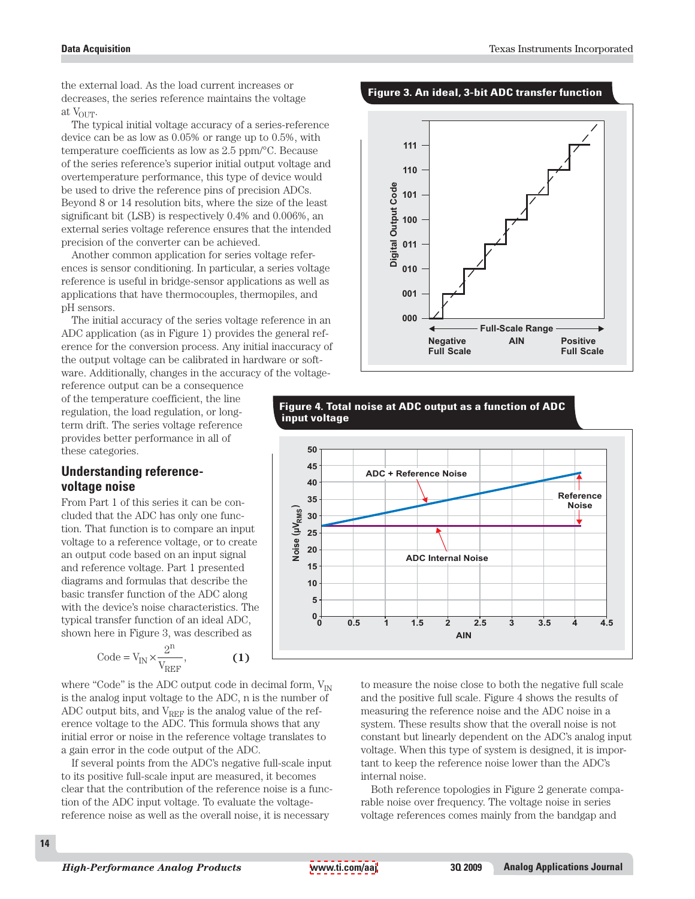the external load. As the load current increases or decreases, the series reference maintains the voltage at $V_{OUT}$.

The typical initial voltage accuracy of a series-reference device can be as low as 0.05% or range up to 0.5%, with temperature coefficients as low as 2.5 ppm/°C. Because of the series reference's superior initial output voltage and overtemperature performance, this type of device would be used to drive the reference pins of precision ADCs. Beyond 8 or 14 resolution bits, where the size of the least significant bit (LSB) is respectively 0.4% and 0.006%, an external series voltage reference ensures that the intended precision of the converter can be achieved.

Another common application for series voltage references is sensor conditioning. In particular, a series voltage reference is useful in bridge-sensor applications as well as applications that have thermocouples, thermopiles, and pH sensors.

The initial accuracy of the series voltage reference in an ADC application (as in Figure 1) provides the general reference for the conversion process. Any initial inaccuracy of the output voltage can be calibrated in hardware or software. Additionally, changes in the accuracy of the voltage-reference output can be a consequence of the temperature coefficient, the line regulation, the load regulation, or long-term drift. The series voltage reference provides better performance in all of these categories.

## Understanding reference-voltage noise

From Part 1 of this series it can be concluded that the ADC has only one function. That function is to compare an input voltage to a reference voltage, or to create an output code based on an input signal and reference voltage. Part 1 presented diagrams and formulas that describe the basic transfer function of the ADC along with the device's noise characteristics. The typical transfer function of an ideal ADC, shown here in Figure 3, was described as

$$\text{Code} = V_{IN} \times \frac{2^n}{V_{REF}}, \qquad (1)$$

where "Code" is the ADC output code in decimal form, $V_{IN}$ is the analog input voltage to the ADC, n is the number of ADC output bits, and $V_{REF}$ is the analog value of the reference voltage to the ADC. This formula shows that any initial error or noise in the reference voltage translates to a gain error in the code output of the ADC.

If several points from the ADC's negative full-scale input to its positive full-scale input are measured, it becomes clear that the contribution of the reference noise is a function of the ADC input voltage. To evaluate the voltage-reference noise as well as the overall noise, it is necessary to measure the noise close to both the negative full scale and the positive full scale. Figure 4 shows the results of measuring the reference noise and the ADC noise in a system. These results show that the overall noise is not constant but linearly dependent on the ADC's analog input voltage. When this type of system is designed, it is important to keep the reference noise lower than the ADC's internal noise.

Both reference topologies in Figure 2 generate comparable noise over frequency. The voltage noise in series voltage references comes mainly from the bandgap and

**Figure 3. An ideal, 3-bit ADC transfer function**

**Figure 4. Total noise at ADC output as a function of ADC input voltage**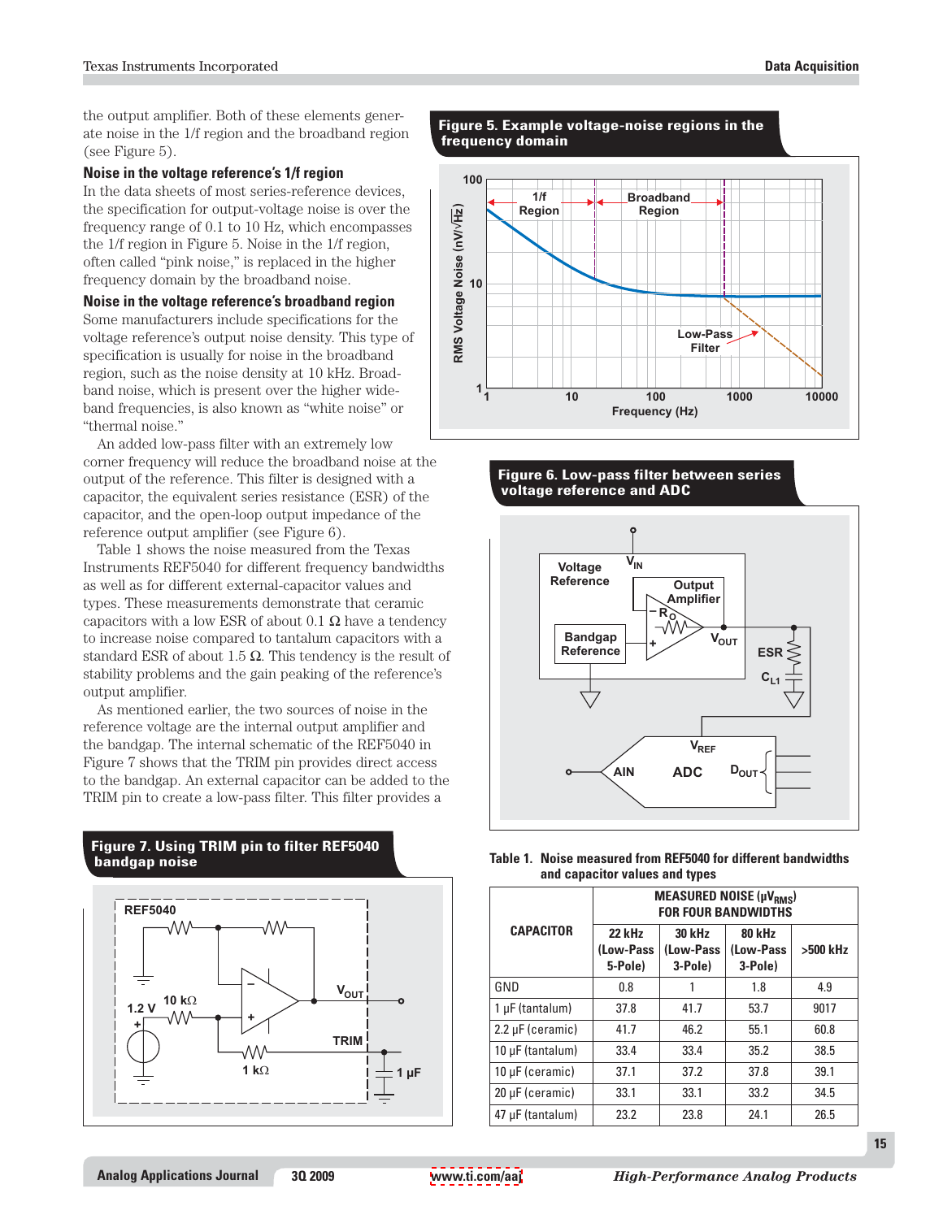the output amplifier. Both of these elements generate noise in the 1/f region and the broadband region (see Figure 5).

### Noise in the voltage reference's 1/f region

In the data sheets of most series-reference devices, the specification for output-voltage noise is over the frequency range of 0.1 to 10 Hz, which encompasses the 1/f region in Figure 5. Noise in the 1/f region, often called "pink noise," is replaced in the higher frequency domain by the broadband noise.

### Noise in the voltage reference's broadband region

Some manufacturers include specifications for the voltage reference's output noise density. This type of specification is usually for noise in the broadband region, such as the noise density at 10 kHz. Broadband noise, which is present over the higher wideband frequencies, is also known as "white noise" or "thermal noise."

An added low-pass filter with an extremely low corner frequency will reduce the broadband noise at the output of the reference. This filter is designed with a capacitor, the equivalent series resistance (ESR) of the capacitor, and the open-loop output impedance of the reference output amplifier (see Figure 6).

Table 1 shows the noise measured from the Texas Instruments REF5040 for different frequency bandwidths as well as for different external-capacitor values and types. These measurements demonstrate that ceramic capacitors with a low ESR of about 0.1 Ω have a tendency to increase noise compared to tantalum capacitors with a standard ESR of about 1.5 Ω. This tendency is the result of stability problems and the gain peaking of the reference's output amplifier.

As mentioned earlier, the two sources of noise in the reference voltage are the internal output amplifier and the bandgap. The internal schematic of the REF5040 in Figure 7 shows that the TRIM pin provides direct access to the bandgap. An external capacitor can be added to the TRIM pin to create a low-pass filter. This filter provides a

**Figure 5. Example voltage-noise regions in the frequency domain**

**Figure 6. Low-pass filter between series voltage reference and ADC**

**Figure 7. Using TRIM pin to filter REF5040 bandgap noise**

**Table 1. Noise measured from REF5040 for different bandwidths and capacitor values and types**

| CAPACITOR | MEASURED NOISE ($\mu V_{RMS}$) FOR FOUR BANDWIDTHS | | | |
|---|---|---|---|---|
| | 22 kHz (Low-Pass 5-Pole) | 30 kHz (Low-Pass 3-Pole) | 80 kHz (Low-Pass 3-Pole) | >500 kHz |
| GND | 0.8 | 1 | 1.8 | 4.9 |
| 1 µF (tantalum) | 37.8 | 41.7 | 53.7 | 9017 |
| 2.2 µF (ceramic) | 41.7 | 46.2 | 55.1 | 60.8 |
| 10 µF (tantalum) | 33.4 | 33.4 | 35.2 | 38.5 |
| 10 µF (ceramic) | 37.1 | 37.2 | 37.8 | 39.1 |
| 20 µF (ceramic) | 33.1 | 33.1 | 33.2 | 34.5 |
| 47 µF (tantalum) | 23.2 | 23.8 | 24.1 | 26.5 |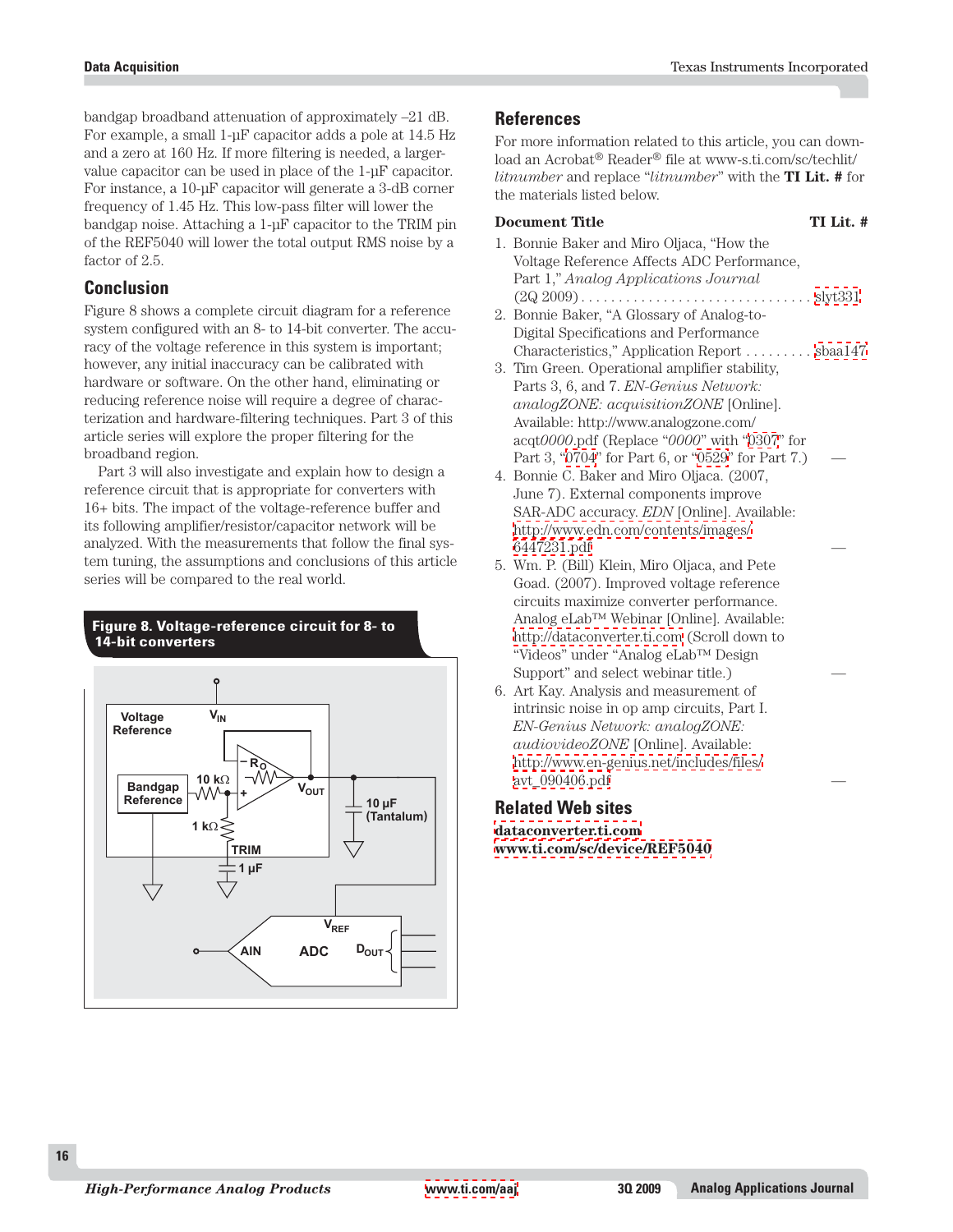bandgap broadband attenuation of approximately –21 dB. For example, a small 1-µF capacitor adds a pole at 14.5 Hz and a zero at 160 Hz. If more filtering is needed, a larger-value capacitor can be used in place of the 1-µF capacitor. For instance, a 10-µF capacitor will generate a 3-dB corner frequency of 1.45 Hz. This low-pass filter will lower the bandgap noise. Attaching a 1-µF capacitor to the TRIM pin of the REF5040 will lower the total output RMS noise by a factor of 2.5.

## Conclusion

Figure 8 shows a complete circuit diagram for a reference system configured with an 8- to 14-bit converter. The accuracy of the voltage reference in this system is important; however, any initial inaccuracy can be calibrated with hardware or software. On the other hand, eliminating or reducing reference noise will require a degree of characterization and hardware-filtering techniques. Part 3 of this article series will explore the proper filtering for the broadband region.

Part 3 will also investigate and explain how to design a reference circuit that is appropriate for converters with 16+ bits. The impact of the voltage-reference buffer and its following amplifier/resistor/capacitor network will be analyzed. With the measurements that follow the final system tuning, the assumptions and conclusions of this article series will be compared to the real world.

**Figure 8. Voltage-reference circuit for 8- to 14-bit converters**

## References

For more information related to this article, you can download an Acrobat® Reader® file at www-s.ti.com/sc/techlit/*litnumber* and replace "*litnumber*" with the **TI Lit. #** for the materials listed below.

| Document Title | TI Lit. # |
|---|---|
| 1. Bonnie Baker and Miro Oljaca, "How the Voltage Reference Affects ADC Performance, Part 1," *Analog Applications Journal* (2Q 2009) | slyt331 |
| 2. Bonnie Baker, "A Glossary of Analog-to-Digital Specifications and Performance Characteristics," Application Report | sbaa147 |
| 3. Tim Green. Operational amplifier stability, Parts 3, 6, and 7. *EN-Genius Network: analogZONE: acquisitionZONE* [Online]. Available: http://www.analogzone.com/acqt*0000*.pdf (Replace "*0000*" with "0307" for Part 3, "0704" for Part 6, or "0529" for Part 7.) | — |
| 4. Bonnie C. Baker and Miro Oljaca. (2007, June 7). External components improve SAR-ADC accuracy. *EDN* [Online]. Available: http://www.edn.com/contents/images/6447231.pdf | — |
| 5. Wm. P. (Bill) Klein, Miro Oljaca, and Pete Goad. (2007). Improved voltage reference circuits maximize converter performance. Analog eLab™ Webinar [Online]. Available: http://dataconverter.ti.com (Scroll down to "Videos" under "Analog eLab™ Design Support" and select webinar title.) | — |
| 6. Art Kay. Analysis and measurement of intrinsic noise in op amp circuits, Part I. *EN-Genius Network: analogZONE: audiovideoZONE* [Online]. Available: http://www.en-genius.net/includes/files/avt_090406.pdf | — |

## Related Web sites

**dataconverter.ti.com**
**www.ti.com/sc/device/REF5040**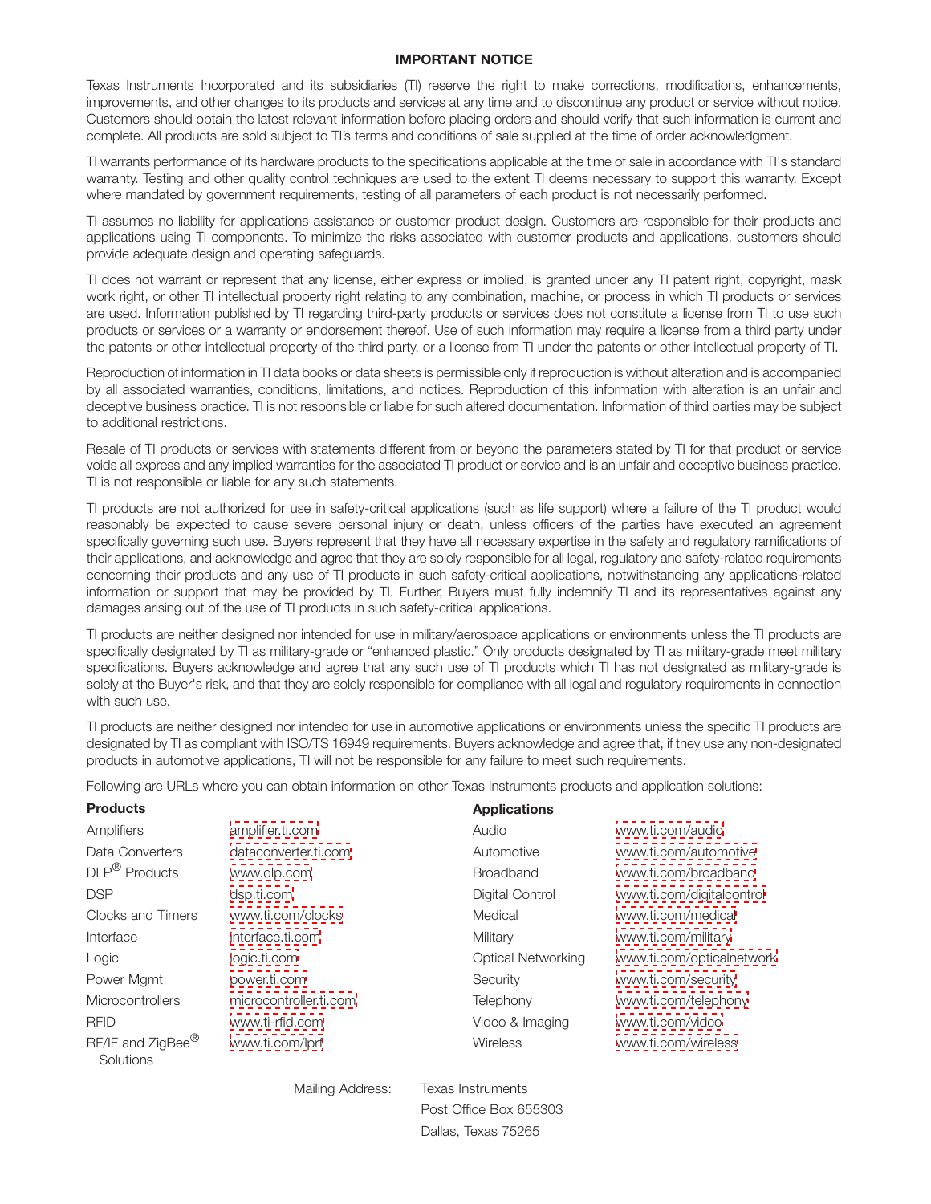## IMPORTANT NOTICE

Texas Instruments Incorporated and its subsidiaries (TI) reserve the right to make corrections, modifications, enhancements, improvements, and other changes to its products and services at any time and to discontinue any product or service without notice. Customers should obtain the latest relevant information before placing orders and should verify that such information is current and complete. All products are sold subject to TI's terms and conditions of sale supplied at the time of order acknowledgment.

TI warrants performance of its hardware products to the specifications applicable at the time of sale in accordance with TI's standard warranty. Testing and other quality control techniques are used to the extent TI deems necessary to support this warranty. Except where mandated by government requirements, testing of all parameters of each product is not necessarily performed.

TI assumes no liability for applications assistance or customer product design. Customers are responsible for their products and applications using TI components. To minimize the risks associated with customer products and applications, customers should provide adequate design and operating safeguards.

TI does not warrant or represent that any license, either express or implied, is granted under any TI patent right, copyright, mask work right, or other TI intellectual property right relating to any combination, machine, or process in which TI products or services are used. Information published by TI regarding third-party products or services does not constitute a license from TI to use such products or services or a warranty or endorsement thereof. Use of such information may require a license from a third party under the patents or other intellectual property of the third party, or a license from TI under the patents or other intellectual property of TI.

Reproduction of information in TI data books or data sheets is permissible only if reproduction is without alteration and is accompanied by all associated warranties, conditions, limitations, and notices. Reproduction of this information with alteration is an unfair and deceptive business practice. TI is not responsible or liable for such altered documentation. Information of third parties may be subject to additional restrictions.

Resale of TI products or services with statements different from or beyond the parameters stated by TI for that product or service voids all express and any implied warranties for the associated TI product or service and is an unfair and deceptive business practice. TI is not responsible or liable for any such statements.

TI products are not authorized for use in safety-critical applications (such as life support) where a failure of the TI product would reasonably be expected to cause severe personal injury or death, unless officers of the parties have executed an agreement specifically governing such use. Buyers represent that they have all necessary expertise in the safety and regulatory ramifications of their applications, and acknowledge and agree that they are solely responsible for all legal, regulatory and safety-related requirements concerning their products and any use of TI products in such safety-critical applications, notwithstanding any applications-related information or support that may be provided by TI. Further, Buyers must fully indemnify TI and its representatives against any damages arising out of the use of TI products in such safety-critical applications.

TI products are neither designed nor intended for use in military/aerospace applications or environments unless the TI products are specifically designated by TI as military-grade or "enhanced plastic." Only products designated by TI as military-grade meet military specifications. Buyers acknowledge and agree that any such use of TI products which TI has not designated as military-grade is solely at the Buyer's risk, and that they are solely responsible for compliance with all legal and regulatory requirements in connection with such use.

TI products are neither designed nor intended for use in automotive applications or environments unless the specific TI products are designated by TI as compliant with ISO/TS 16949 requirements. Buyers acknowledge and agree that, if they use any non-designated products in automotive applications, TI will not be responsible for any failure to meet such requirements.

Following are URLs where you can obtain information on other Texas Instruments products and application solutions:

| **Products** | | **Applications** | |
|---|---|---|---|
| Amplifiers | amplifier.ti.com | Audio | www.ti.com/audio |
| Data Converters | dataconverter.ti.com | Automotive | www.ti.com/automotive |
| DLP® Products | www.dlp.com | Broadband | www.ti.com/broadband |
| DSP | dsp.ti.com | Digital Control | www.ti.com/digitalcontrol |
| Clocks and Timers | www.ti.com/clocks | Medical | www.ti.com/medical |
| Interface | interface.ti.com | Military | www.ti.com/military |
| Logic | logic.ti.com | Optical Networking | www.ti.com/opticalnetwork |
| Power Mgmt | power.ti.com | Security | www.ti.com/security |
| Microcontrollers | microcontroller.ti.com | Telephony | www.ti.com/telephony |
| RFID | www.ti-rfid.com | Video & Imaging | www.ti.com/video |
| RF/IF and ZigBee® Solutions | www.ti.com/lprf | Wireless | www.ti.com/wireless |

Mailing Address: Texas Instruments
Post Office Box 655303
Dallas, Texas 75265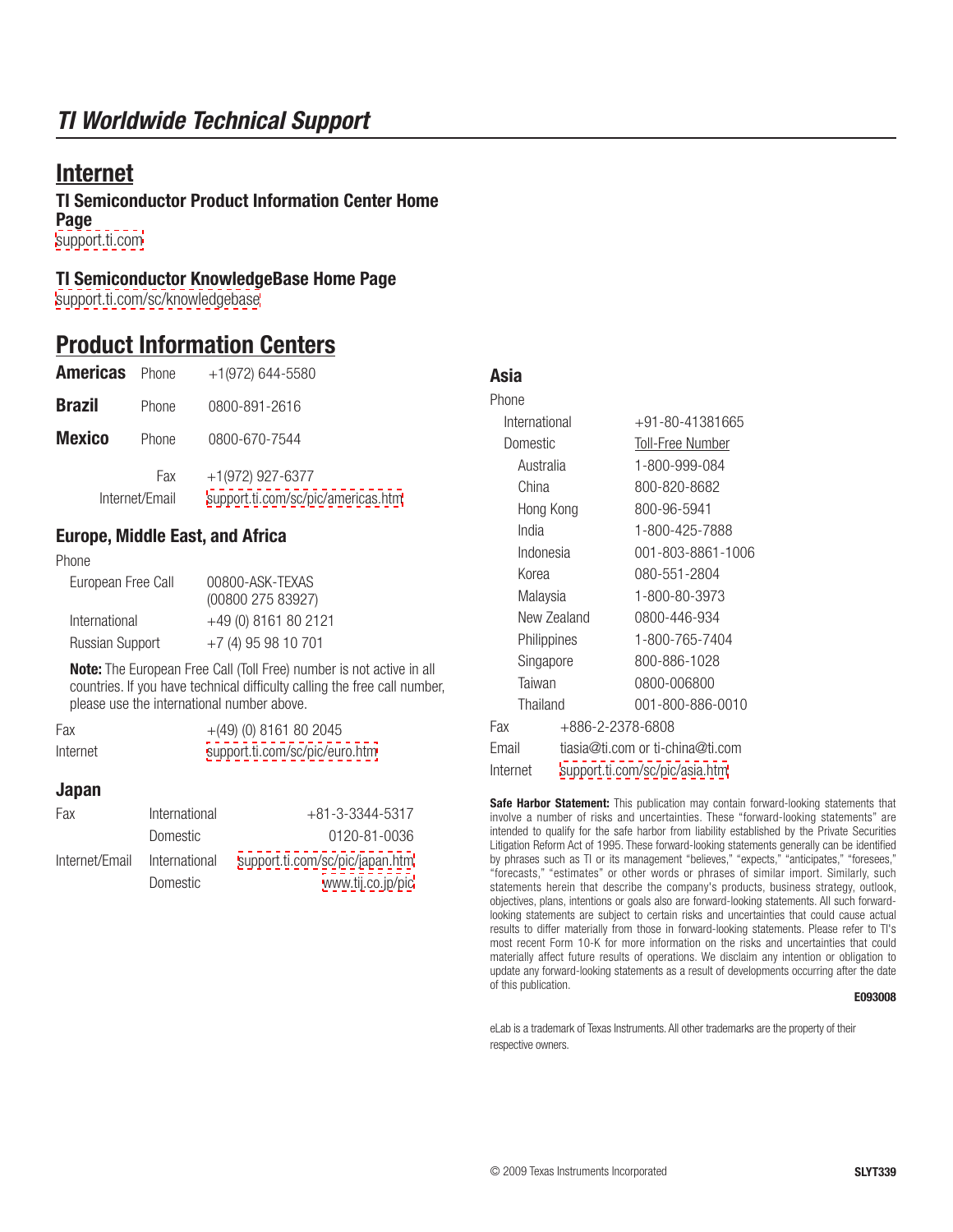# TI Worldwide Technical Support

## Internet

**TI Semiconductor Product Information Center Home Page**
support.ti.com

**TI Semiconductor KnowledgeBase Home Page**
support.ti.com/sc/knowledgebase

## Product Information Centers

| | | |
|---|---|---|
| **Americas** | Phone | +1(972) 644-5580 |
| **Brazil** | Phone | 0800-891-2616 |
| **Mexico** | Phone | 0800-670-7544 |
| | Fax | +1(972) 927-6377 |
| | Internet/Email | support.ti.com/sc/pic/americas.htm |

### Europe, Middle East, and Africa

Phone

| | |
|---|---|
| European Free Call | 00800-ASK-TEXAS (00800 275 83927) |
| International | +49 (0) 8161 80 2121 |
| Russian Support | +7 (4) 95 98 10 701 |

**Note:** The European Free Call (Toll Free) number is not active in all countries. If you have technical difficulty calling the free call number, please use the international number above.

| | |
|---|---|
| Fax | +(49) (0) 8161 80 2045 |
| Internet | support.ti.com/sc/pic/euro.htm |

### Japan

| | | |
|---|---|---|
| Fax | International | +81-3-3344-5317 |
| | Domestic | 0120-81-0036 |
| Internet/Email | International | support.ti.com/sc/pic/japan.htm |
| | Domestic | www.tij.co.jp/pic |

### Asia

Phone

| | |
|---|---|
| International | +91-80-41381665 |
| Domestic | Toll-Free Number |
| Australia | 1-800-999-084 |
| China | 800-820-8682 |
| Hong Kong | 800-96-5941 |
| India | 1-800-425-7888 |
| Indonesia | 001-803-8861-1006 |
| Korea | 080-551-2804 |
| Malaysia | 1-800-80-3973 |
| New Zealand | 0800-446-934 |
| Philippines | 1-800-765-7404 |
| Singapore | 800-886-1028 |
| Taiwan | 0800-006800 |
| Thailand | 001-800-886-0010 |

| | |
|---|---|
| Fax | +886-2-2378-6808 |
| Email | tiasia@ti.com or ti-china@ti.com |
| Internet | support.ti.com/sc/pic/asia.htm |

**Safe Harbor Statement:** This publication may contain forward-looking statements that involve a number of risks and uncertainties. These "forward-looking statements" are intended to qualify for the safe harbor from liability established by the Private Securities Litigation Reform Act of 1995. These forward-looking statements generally can be identified by phrases such as TI or its management "believes," "expects," "anticipates," "foresees," "forecasts," "estimates" or other words or phrases of similar import. Similarly, such statements herein that describe the company's products, business strategy, outlook, objectives, plans, intentions or goals also are forward-looking statements. All such forward-looking statements are subject to certain risks and uncertainties that could cause actual results to differ materially from those in forward-looking statements. Please refer to TI's most recent Form 10-K for more information on the risks and uncertainties that could materially affect future results of operations. We disclaim any intention or obligation to update any forward-looking statements as a result of developments occurring after the date of this publication.

**E093008**

eLab is a trademark of Texas Instruments. All other trademarks are the property of their respective owners.

© 2009 Texas Instruments Incorporated

**SLYT339**